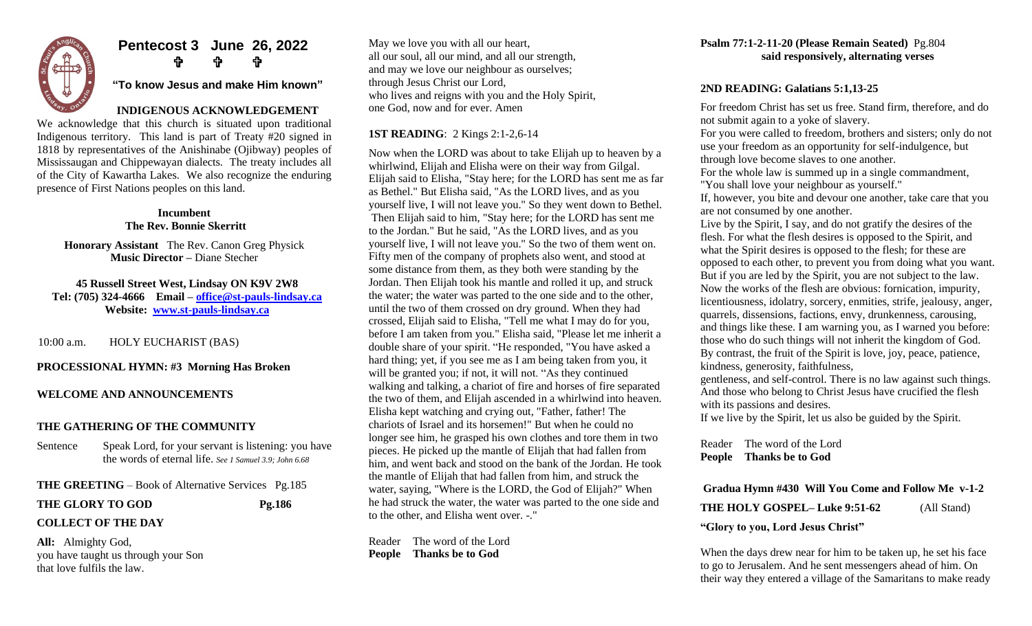# Pentecost 3 June 26, 2022

✟ ✟ ✟

**"To know Jesus and make Him known"**

## INDIGENOUS ACKNOWLEDGEMENT

We acknowledge that this church is situated upon traditional Indigenous territory. This land is part of Treaty #20 signed in 1818 by representatives of the Anishinabe (Ojibway) peoples of Mississaugan and Chippewayan dialects. The treaty includes all of the City of Kawartha Lakes. We also recognize the enduring presence of First Nations peoples on this land.

**Incumbent**
**The Rev. Bonnie Skerritt**

**Honorary Assistant** The Rev. Canon Greg Physick
**Music Director** – Diane Stecher

**45 Russell Street West, Lindsay ON K9V 2W8**
**Tel: (705) 324-4666 Email – office@st-pauls-lindsay.ca**
**Website: www.st-pauls-lindsay.ca**

10:00 a.m. HOLY EUCHARIST (BAS)

**PROCESSIONAL HYMN: #3 Morning Has Broken**

**WELCOME AND ANNOUNCEMENTS**

**THE GATHERING OF THE COMMUNITY**

Sentence Speak Lord, for your servant is listening: you have the words of eternal life. *See 1 Samuel 3.9; John 6.68*

**THE GREETING** – Book of Alternative Services Pg.185

**THE GLORY TO GOD** **Pg.186**

**COLLECT OF THE DAY**

**All:** Almighty God,
you have taught us through your Son
that love fulfils the law.
May we love you with all our heart,
all our soul, all our mind, and all our strength,
and may we love our neighbour as ourselves;
through Jesus Christ our Lord,
who lives and reigns with you and the Holy Spirit,
one God, now and for ever. Amen

**1ST READING**: 2 Kings 2:1-2,6-14

Now when the LORD was about to take Elijah up to heaven by a whirlwind, Elijah and Elisha were on their way from Gilgal. Elijah said to Elisha, "Stay here; for the LORD has sent me as far as Bethel." But Elisha said, "As the LORD lives, and as you yourself live, I will not leave you." So they went down to Bethel. Then Elijah said to him, "Stay here; for the LORD has sent me to the Jordan." But he said, "As the LORD lives, and as you yourself live, I will not leave you." So the two of them went on. Fifty men of the company of prophets also went, and stood at some distance from them, as they both were standing by the Jordan. Then Elijah took his mantle and rolled it up, and struck the water; the water was parted to the one side and to the other, until the two of them crossed on dry ground. When they had crossed, Elijah said to Elisha, "Tell me what I may do for you, before I am taken from you." Elisha said, "Please let me inherit a double share of your spirit. "He responded, "You have asked a hard thing; yet, if you see me as I am being taken from you, it will be granted you; if not, it will not. "As they continued walking and talking, a chariot of fire and horses of fire separated the two of them, and Elijah ascended in a whirlwind into heaven. Elisha kept watching and crying out, "Father, father! The chariots of Israel and its horsemen!" But when he could no longer see him, he grasped his own clothes and tore them in two pieces. He picked up the mantle of Elijah that had fallen from him, and went back and stood on the bank of the Jordan. He took the mantle of Elijah that had fallen from him, and struck the water, saying, "Where is the LORD, the God of Elijah?" When he had struck the water, the water was parted to the one side and to the other, and Elisha went over. -."

Reader The word of the Lord
**People Thanks be to God**

**Psalm 77:1-2-11-20 (Please Remain Seated)** Pg.804
**said responsively, alternating verses**

**2ND READING: Galatians 5:1,13-25**

For freedom Christ has set us free. Stand firm, therefore, and do not submit again to a yoke of slavery.
For you were called to freedom, brothers and sisters; only do not use your freedom as an opportunity for self-indulgence, but through love become slaves to one another.
For the whole law is summed up in a single commandment, "You shall love your neighbour as yourself."
If, however, you bite and devour one another, take care that you are not consumed by one another.
Live by the Spirit, I say, and do not gratify the desires of the flesh. For what the flesh desires is opposed to the Spirit, and what the Spirit desires is opposed to the flesh; for these are opposed to each other, to prevent you from doing what you want. But if you are led by the Spirit, you are not subject to the law. Now the works of the flesh are obvious: fornication, impurity, licentiousness, idolatry, sorcery, enmities, strife, jealousy, anger, quarrels, dissensions, factions, envy, drunkenness, carousing, and things like these. I am warning you, as I warned you before: those who do such things will not inherit the kingdom of God. By contrast, the fruit of the Spirit is love, joy, peace, patience, kindness, generosity, faithfulness,
gentleness, and self-control. There is no law against such things. And those who belong to Christ Jesus have crucified the flesh with its passions and desires.
If we live by the Spirit, let us also be guided by the Spirit.

Reader The word of the Lord
**People Thanks be to God**

**Gradua Hymn #430 Will You Come and Follow Me v-1-2**

**THE HOLY GOSPEL– Luke 9:51-62** (All Stand)

**"Glory to you, Lord Jesus Christ"**

When the days drew near for him to be taken up, he set his face to go to Jerusalem. And he sent messengers ahead of him. On their way they entered a village of the Samaritans to make ready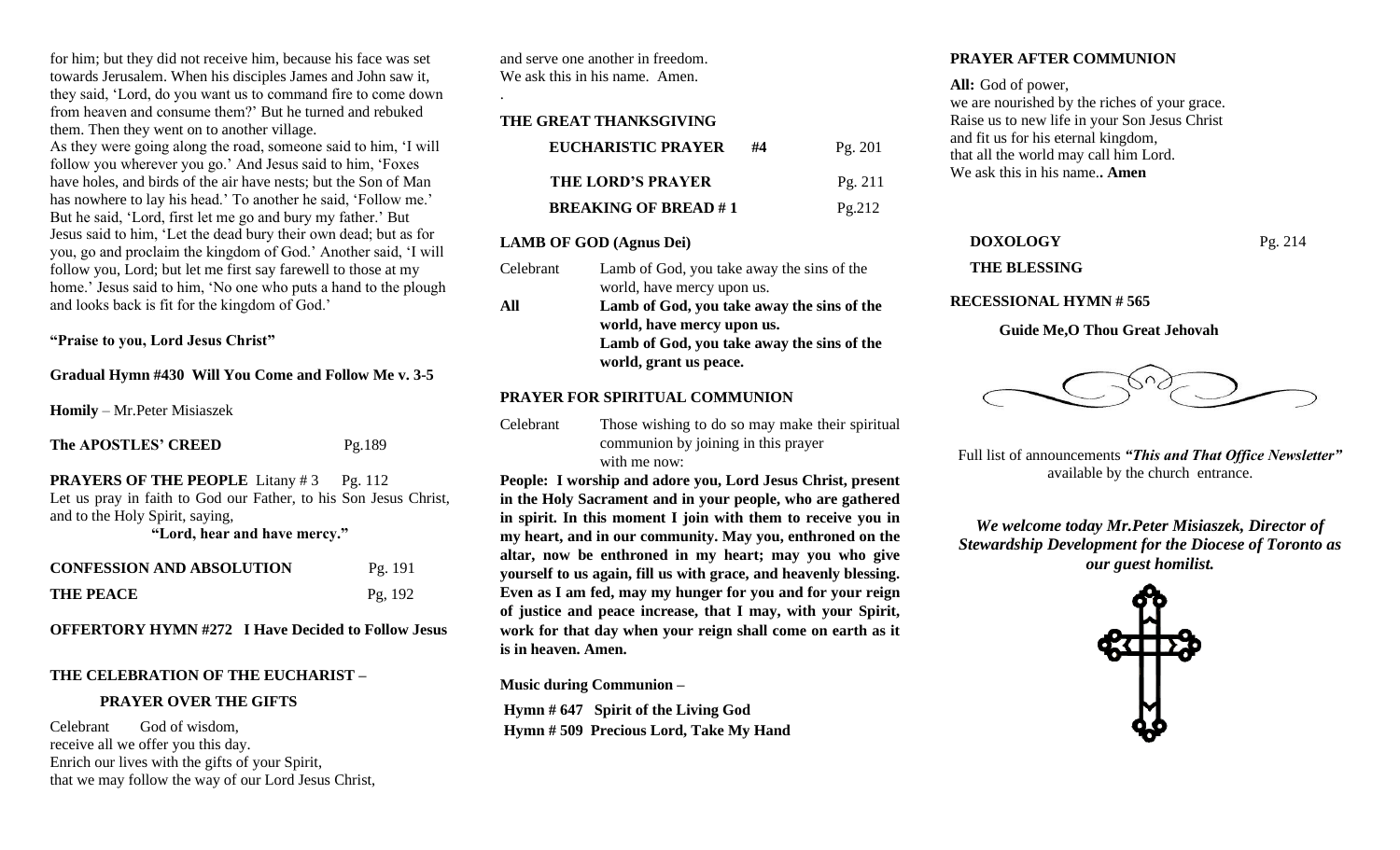for him; but they did not receive him, because his face was set towards Jerusalem. When his disciples James and John saw it, they said, 'Lord, do you want us to command fire to come down from heaven and consume them?' But he turned and rebuked them. Then they went on to another village.
As they were going along the road, someone said to him, 'I will follow you wherever you go.' And Jesus said to him, 'Foxes have holes, and birds of the air have nests; but the Son of Man has nowhere to lay his head.' To another he said, 'Follow me.' But he said, 'Lord, first let me go and bury my father.' But Jesus said to him, 'Let the dead bury their own dead; but as for you, go and proclaim the kingdom of God.' Another said, 'I will follow you, Lord; but let me first say farewell to those at my home.' Jesus said to him, 'No one who puts a hand to the plough and looks back is fit for the kingdom of God.'

**"Praise to you, Lord Jesus Christ"**

**Gradual Hymn #430 Will You Come and Follow Me v. 3-5**

**Homily** – Mr.Peter Misiaszek

**The APOSTLES' CREED** Pg.189

**PRAYERS OF THE PEOPLE** Litany # 3 Pg. 112
Let us pray in faith to God our Father, to his Son Jesus Christ, and to the Holy Spirit, saying,
**"Lord, hear and have mercy."**

**CONFESSION AND ABSOLUTION** Pg. 191

**THE PEACE** Pg, 192

**OFFERTORY HYMN #272 I Have Decided to Follow Jesus**

**THE CELEBRATION OF THE EUCHARIST –**

**PRAYER OVER THE GIFTS**

Celebrant God of wisdom,
receive all we offer you this day.
Enrich our lives with the gifts of your Spirit,
that we may follow the way of our Lord Jesus Christ,
and serve one another in freedom.
We ask this in his name. Amen.

**THE GREAT THANKSGIVING**

**EUCHARISTIC PRAYER #4** Pg. 201

**THE LORD'S PRAYER** Pg. 211

**BREAKING OF BREAD # 1** Pg.212

**LAMB OF GOD (Agnus Dei)**

Celebrant Lamb of God, you take away the sins of the world, have mercy upon us.
**All Lamb of God, you take away the sins of the world, have mercy upon us.**
**Lamb of God, you take away the sins of the world, grant us peace.**

**PRAYER FOR SPIRITUAL COMMUNION**

Celebrant Those wishing to do so may make their spiritual communion by joining in this prayer with me now:

**People: I worship and adore you, Lord Jesus Christ, present in the Holy Sacrament and in your people, who are gathered in spirit. In this moment I join with them to receive you in my heart, and in our community. May you, enthroned on the altar, now be enthroned in my heart; may you who give yourself to us again, fill us with grace, and heavenly blessing. Even as I am fed, may my hunger for you and for your reign of justice and peace increase, that I may, with your Spirit, work for that day when your reign shall come on earth as it is in heaven. Amen.**

**Music during Communion –**

**Hymn # 647 Spirit of the Living God**
**Hymn # 509 Precious Lord, Take My Hand**

**PRAYER AFTER COMMUNION**

**All:** God of power,
we are nourished by the riches of your grace.
Raise us to new life in your Son Jesus Christ
and fit us for his eternal kingdom,
that all the world may call him Lord.
We ask this in his name.. **Amen**

**DOXOLOGY** Pg. 214

**THE BLESSING**

**RECESSIONAL HYMN # 565**

**Guide Me,O Thou Great Jehovah**

Full list of announcements ***"This and That Office Newsletter"*** available by the church entrance.

***We welcome today Mr.Peter Misiaszek, Director of Stewardship Development for the Diocese of Toronto as our guest homilist.***